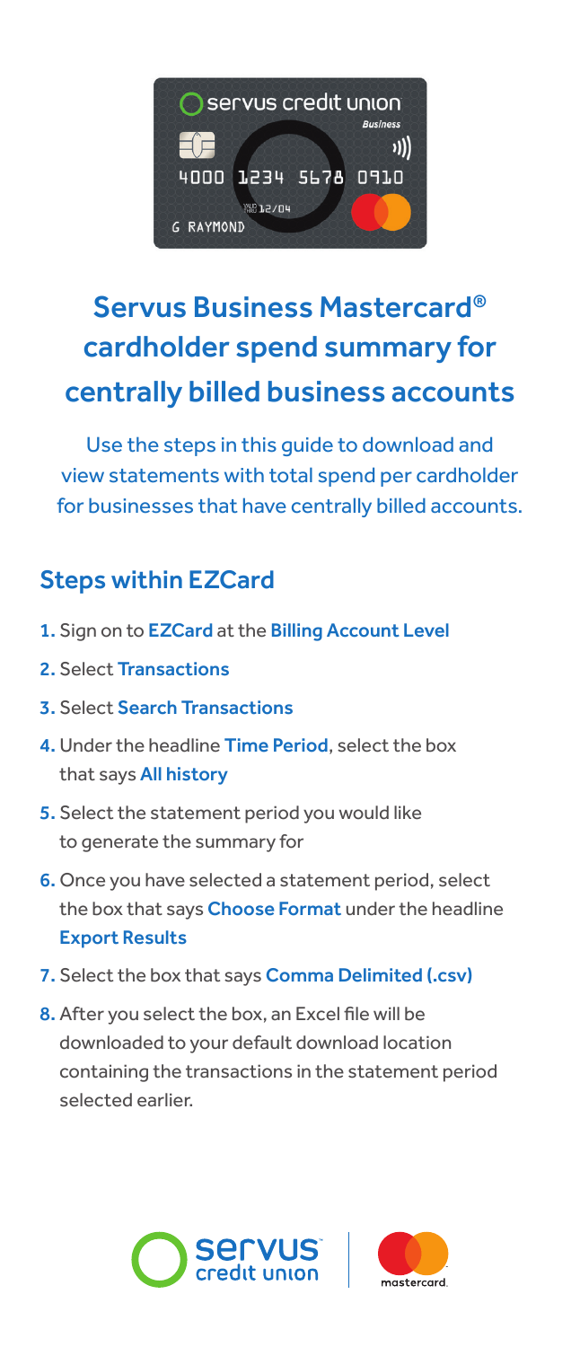# Servus Business Mastercard® cardholder spend summary for centrally billed business accounts

Use the steps in this guide to download and view statements with total spend per cardholder for businesses that have centrally billed accounts.

## Steps within EZCard

1. Sign on to **EZCard** at the **Billing Account Level**
2. Select **Transactions**
3. Select **Search Transactions**
4. Under the headline **Time Period**, select the box that says **All history**
5. Select the statement period you would like to generate the summary for
6. Once you have selected a statement period, select the box that says **Choose Format** under the headline **Export Results**
7. Select the box that says **Comma Delimited (.csv)**
8. After you select the box, an Excel file will be downloaded to your default download location containing the transactions in the statement period selected earlier.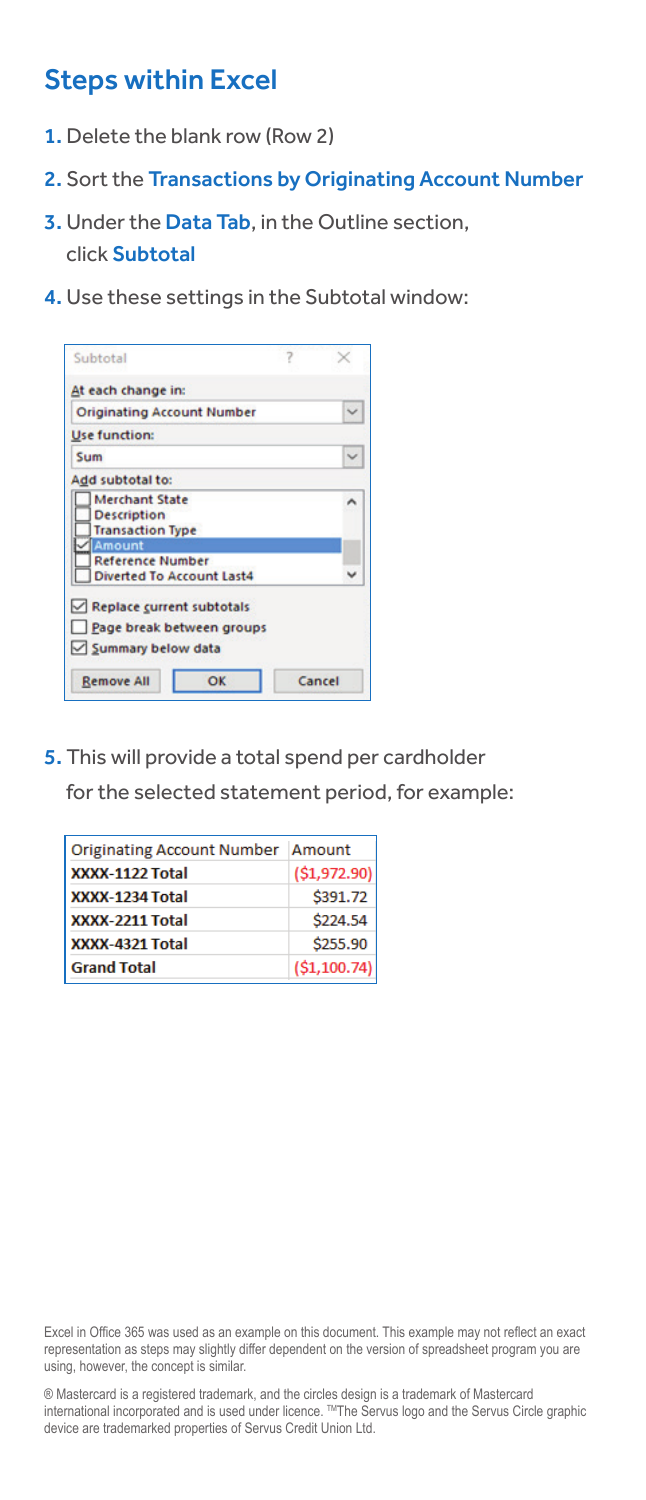## Steps within Excel

1. Delete the blank row (Row 2)
2. Sort the **Transactions by Originating Account Number**
3. Under the **Data Tab**, in the Outline section, click **Subtotal**
4. Use these settings in the Subtotal window:

Subtotal

At each change in:
Originating Account Number

Use function:
Sum

Add subtotal to:
- [ ] Merchant State
- [ ] Description
- [ ] Transaction Type
- [x] Amount
- [ ] Reference Number
- [ ] Diverted To Account Last4

- [x] Replace current subtotals
- [ ] Page break between groups
- [x] Summary below data

Remove All | OK | Cancel

5. This will provide a total spend per cardholder for the selected statement period, for example:

| Originating Account Number | Amount |
|---|---|
| **XXXX-1122 Total** | ($1,972.90) |
| **XXXX-1234 Total** | $391.72 |
| **XXXX-2211 Total** | $224.54 |
| **XXXX-4321 Total** | $255.90 |
| **Grand Total** | ($1,100.74) |

Excel in Office 365 was used as an example on this document. This example may not reflect an exact representation as steps may slightly differ dependent on the version of spreadsheet program you are using, however, the concept is similar.

® Mastercard is a registered trademark, and the circles design is a trademark of Mastercard international incorporated and is used under licence. ™The Servus logo and the Servus Circle graphic device are trademarked properties of Servus Credit Union Ltd.